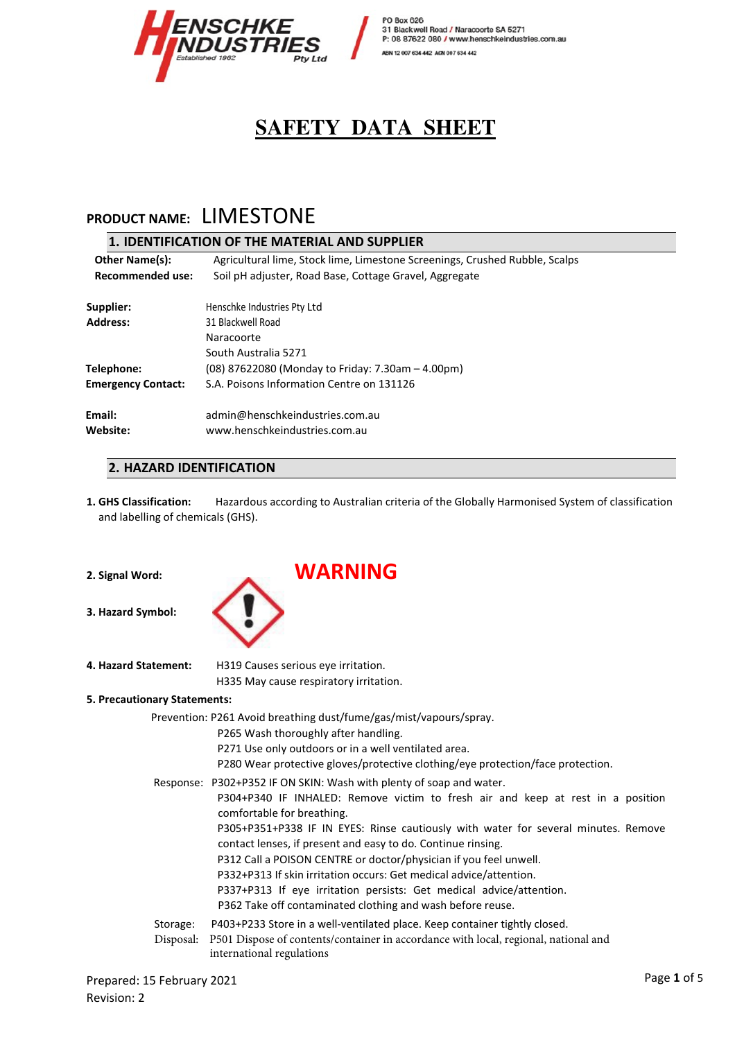HENSCHKE INDUSTRIES Pty Ltd
Established 1962

PO Box 626
31 Blackwell Road / Naracoorte SA 5271
P: 08 87622 080 / www.henschkeindustries.com.au
ABN 12 007 634 442 ACN 007 634 442

# SAFETY DATA SHEET

**PRODUCT NAME:** LIMESTONE

## 1. IDENTIFICATION OF THE MATERIAL AND SUPPLIER

**Other Name(s):** Agricultural lime, Stock lime, Limestone Screenings, Crushed Rubble, Scalps

**Recommended use:** Soil pH adjuster, Road Base, Cottage Gravel, Aggregate

**Supplier:** Henschke Industries Pty Ltd

**Address:** 31 Blackwell Road
Naracoorte
South Australia 5271

**Telephone:** (08) 87622080 (Monday to Friday: 7.30am – 4.00pm)

**Emergency Contact:** S.A. Poisons Information Centre on 131126

**Email:** admin@henschkeindustries.com.au

**Website:** www.henschkeindustries.com.au

## 2. HAZARD IDENTIFICATION

**1. GHS Classification:** Hazardous according to Australian criteria of the Globally Harmonised System of classification and labelling of chemicals (GHS).

**2. Signal Word:** WARNING

**3. Hazard Symbol:**

**4. Hazard Statement:** H319 Causes serious eye irritation.
H335 May cause respiratory irritation.

**5. Precautionary Statements:**

Prevention: P261 Avoid breathing dust/fume/gas/mist/vapours/spray.
P265 Wash thoroughly after handling.
P271 Use only outdoors or in a well ventilated area.
P280 Wear protective gloves/protective clothing/eye protection/face protection.

Response: P302+P352 IF ON SKIN: Wash with plenty of soap and water.
P304+P340 IF INHALED: Remove victim to fresh air and keep at rest in a position comfortable for breathing.
P305+P351+P338 IF IN EYES: Rinse cautiously with water for several minutes. Remove contact lenses, if present and easy to do. Continue rinsing.
P312 Call a POISON CENTRE or doctor/physician if you feel unwell.
P332+P313 If skin irritation occurs: Get medical advice/attention.
P337+P313 If eye irritation persists: Get medical advice/attention.
P362 Take off contaminated clothing and wash before reuse.

Storage: P403+P233 Store in a well-ventilated place. Keep container tightly closed.

Disposal: P501 Dispose of contents/container in accordance with local, regional, national and international regulations

Prepared: 15 February 2021
Revision: 2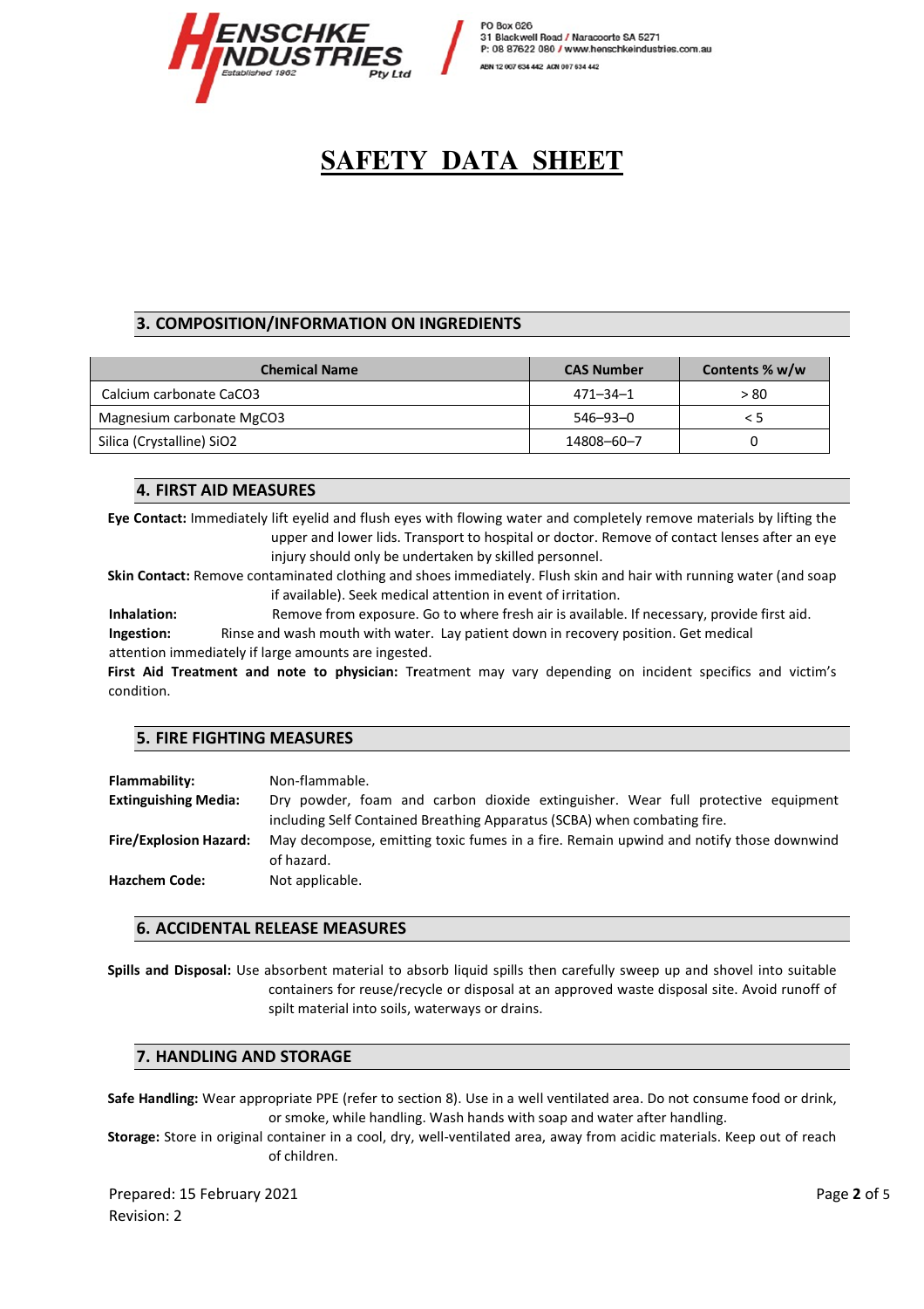# SAFETY DATA SHEET

## 3. COMPOSITION/INFORMATION ON INGREDIENTS

| Chemical Name | CAS Number | Contents % w/w |
|---|---|---|
| Calcium carbonate $CaCO_3$ | 471–34–1 | > 80 |
| Magnesium carbonate $MgCO_3$ | 546–93–0 | < 5 |
| Silica (Crystalline) $SiO_2$ | 14808–60–7 | 0 |

## 4. FIRST AID MEASURES

**Eye Contact:** Immediately lift eyelid and flush eyes with flowing water and completely remove materials by lifting the upper and lower lids. Transport to hospital or doctor. Remove of contact lenses after an eye injury should only be undertaken by skilled personnel.

**Skin Contact:** Remove contaminated clothing and shoes immediately. Flush skin and hair with running water (and soap if available). Seek medical attention in event of irritation.

**Inhalation:** Remove from exposure. Go to where fresh air is available. If necessary, provide first aid.

**Ingestion:** Rinse and wash mouth with water. Lay patient down in recovery position. Get medical attention immediately if large amounts are ingested.

**First Aid Treatment and note to physician:** Treatment may vary depending on incident specifics and victim's condition.

## 5. FIRE FIGHTING MEASURES

**Flammability:** Non-flammable.

**Extinguishing Media:** Dry powder, foam and carbon dioxide extinguisher. Wear full protective equipment including Self Contained Breathing Apparatus (SCBA) when combating fire.

**Fire/Explosion Hazard:** May decompose, emitting toxic fumes in a fire. Remain upwind and notify those downwind of hazard.

**Hazchem Code:** Not applicable.

## 6. ACCIDENTAL RELEASE MEASURES

**Spills and Disposal:** Use absorbent material to absorb liquid spills then carefully sweep up and shovel into suitable containers for reuse/recycle or disposal at an approved waste disposal site. Avoid runoff of spilt material into soils, waterways or drains.

## 7. HANDLING AND STORAGE

**Safe Handling:** Wear appropriate PPE (refer to section 8). Use in a well ventilated area. Do not consume food or drink, or smoke, while handling. Wash hands with soap and water after handling.

**Storage:** Store in original container in a cool, dry, well-ventilated area, away from acidic materials. Keep out of reach of children.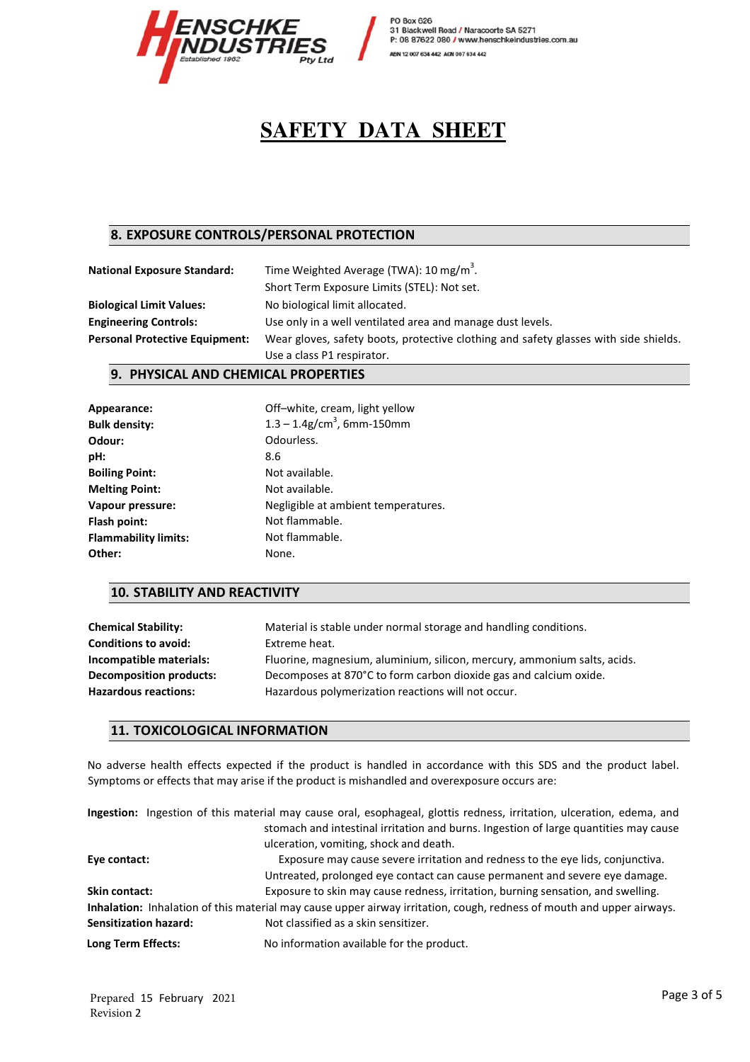# SAFETY DATA SHEET

## 8. EXPOSURE CONTROLS/PERSONAL PROTECTION

**National Exposure Standard:** Time Weighted Average (TWA): 10 mg/m$^3$.
Short Term Exposure Limits (STEL): Not set.

**Biological Limit Values:** No biological limit allocated.

**Engineering Controls:** Use only in a well ventilated area and manage dust levels.

**Personal Protective Equipment:** Wear gloves, safety boots, protective clothing and safety glasses with side shields. Use a class P1 respirator.

## 9. PHYSICAL AND CHEMICAL PROPERTIES

**Appearance:** Off–white, cream, light yellow

**Bulk density:** 1.3 – 1.4g/cm$^3$, 6mm-150mm

**Odour:** Odourless.

**pH:** 8.6

**Boiling Point:** Not available.

**Melting Point:** Not available.

**Vapour pressure:** Negligible at ambient temperatures.

**Flash point:** Not flammable.

**Flammability limits:** Not flammable.

**Other:** None.

## 10. STABILITY AND REACTIVITY

**Chemical Stability:** Material is stable under normal storage and handling conditions.

**Conditions to avoid:** Extreme heat.

**Incompatible materials:** Fluorine, magnesium, aluminium, silicon, mercury, ammonium salts, acids.

**Decomposition products:** Decomposes at 870°C to form carbon dioxide gas and calcium oxide.

**Hazardous reactions:** Hazardous polymerization reactions will not occur.

## 11. TOXICOLOGICAL INFORMATION

No adverse health effects expected if the product is handled in accordance with this SDS and the product label. Symptoms or effects that may arise if the product is mishandled and overexposure occurs are:

**Ingestion:** Ingestion of this material may cause oral, esophageal, glottis redness, irritation, ulceration, edema, and stomach and intestinal irritation and burns. Ingestion of large quantities may cause ulceration, vomiting, shock and death.

**Eye contact:** Exposure may cause severe irritation and redness to the eye lids, conjunctiva. Untreated, prolonged eye contact can cause permanent and severe eye damage.

**Skin contact:** Exposure to skin may cause redness, irritation, burning sensation, and swelling.

**Inhalation:** Inhalation of this material may cause upper airway irritation, cough, redness of mouth and upper airways.

**Sensitization hazard:** Not classified as a skin sensitizer.

**Long Term Effects:** No information available for the product.

Prepared 15 February 2021
Revision 2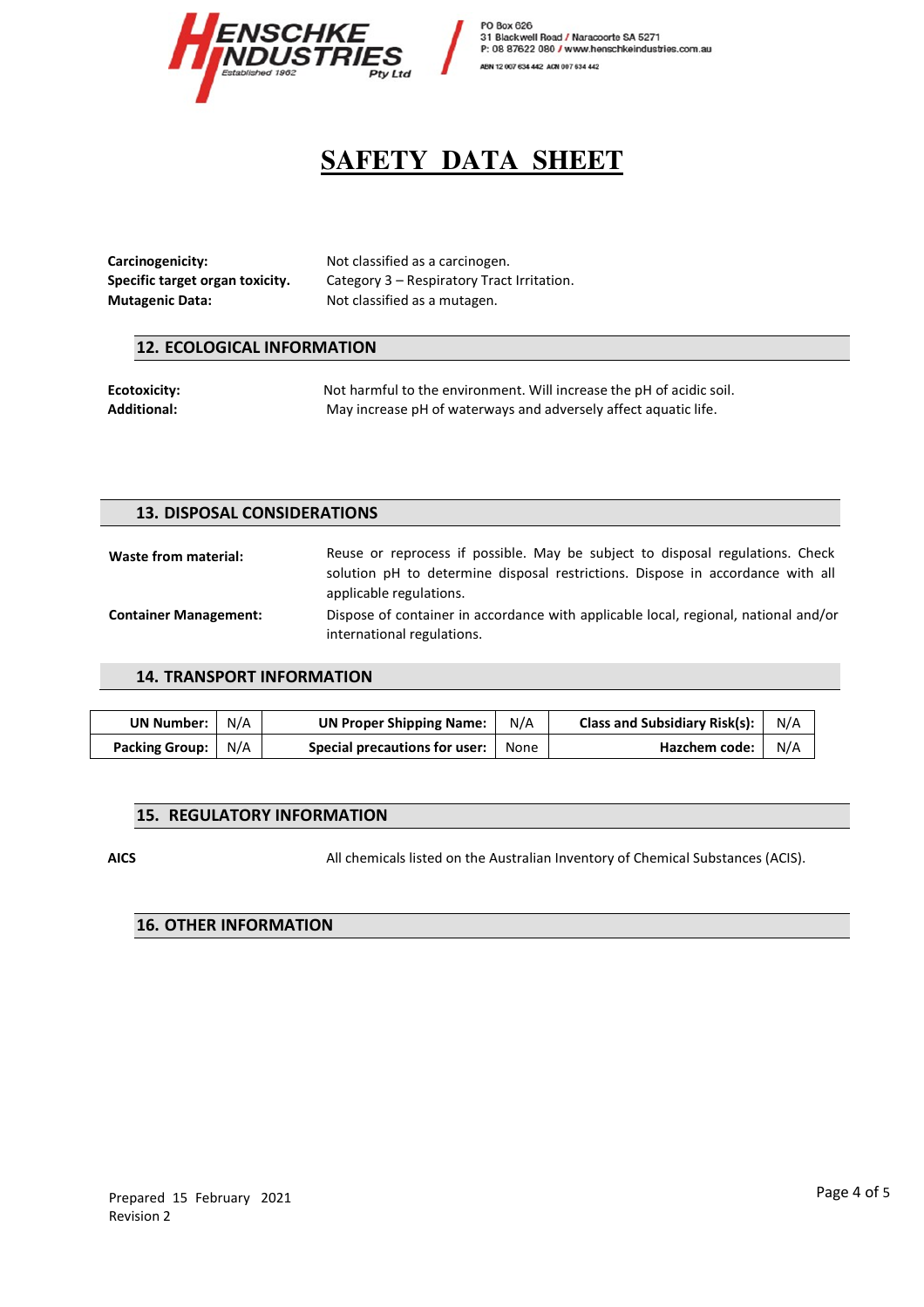**Carcinogenicity:** Not classified as a carcinogen.
**Specific target organ toxicity.** Category 3 – Respiratory Tract Irritation.
**Mutagenic Data:** Not classified as a mutagen.

## 12. ECOLOGICAL INFORMATION

**Ecotoxicity:** Not harmful to the environment. Will increase the pH of acidic soil.
**Additional:** May increase pH of waterways and adversely affect aquatic life.

## 13. DISPOSAL CONSIDERATIONS

**Waste from material:** Reuse or reprocess if possible. May be subject to disposal regulations. Check solution pH to determine disposal restrictions. Dispose in accordance with all applicable regulations.

**Container Management:** Dispose of container in accordance with applicable local, regional, national and/or international regulations.

## 14. TRANSPORT INFORMATION

| **UN Number:** | N/A | **UN Proper Shipping Name:** | N/A | **Class and Subsidiary Risk(s):** | N/A |
|---|---|---|---|---|---|
| **Packing Group:** | N/A | **Special precautions for user:** | None | **Hazchem code:** | N/A |

## 15. REGULATORY INFORMATION

**AICS** All chemicals listed on the Australian Inventory of Chemical Substances (ACIS).

## 16. OTHER INFORMATION

Prepared 15 February 2021
Revision 2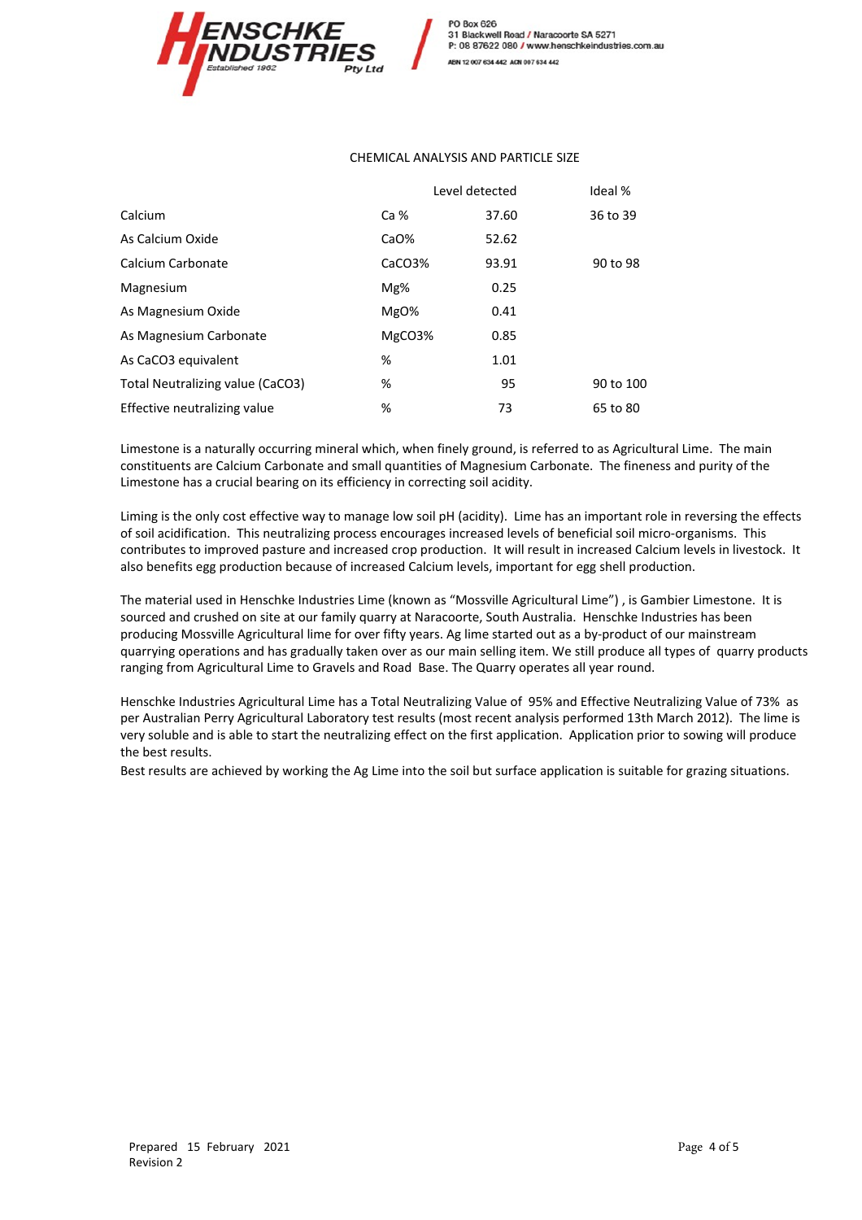# CHEMICAL ANALYSIS AND PARTICLE SIZE

| | | Level detected | Ideal % |
|---|---|---|---|
| Calcium | Ca % | 37.60 | 36 to 39 |
| As Calcium Oxide | CaO% | 52.62 | |
| Calcium Carbonate | $CaCO_3$% | 93.91 | 90 to 98 |
| Magnesium | Mg% | 0.25 | |
| As Magnesium Oxide | MgO% | 0.41 | |
| As Magnesium Carbonate | $MgCO_3$% | 0.85 | |
| As $CaCO_3$ equivalent | % | 1.01 | |
| Total Neutralizing value ($CaCO_3$) | % | 95 | 90 to 100 |
| Effective neutralizing value | % | 73 | 65 to 80 |

Limestone is a naturally occurring mineral which, when finely ground, is referred to as Agricultural Lime. The main constituents are Calcium Carbonate and small quantities of Magnesium Carbonate. The fineness and purity of the Limestone has a crucial bearing on its efficiency in correcting soil acidity.

Liming is the only cost effective way to manage low soil pH (acidity). Lime has an important role in reversing the effects of soil acidification. This neutralizing process encourages increased levels of beneficial soil micro-organisms. This contributes to improved pasture and increased crop production. It will result in increased Calcium levels in livestock. It also benefits egg production because of increased Calcium levels, important for egg shell production.

The material used in Henschke Industries Lime (known as "Mossville Agricultural Lime") , is Gambier Limestone. It is sourced and crushed on site at our family quarry at Naracoorte, South Australia. Henschke Industries has been producing Mossville Agricultural lime for over fifty years. Ag lime started out as a by-product of our mainstream quarrying operations and has gradually taken over as our main selling item. We still produce all types of quarry products ranging from Agricultural Lime to Gravels and Road Base. The Quarry operates all year round.

Henschke Industries Agricultural Lime has a Total Neutralizing Value of 95% and Effective Neutralizing Value of 73% as per Australian Perry Agricultural Laboratory test results (most recent analysis performed 13th March 2012). The lime is very soluble and is able to start the neutralizing effect on the first application. Application prior to sowing will produce the best results.

Best results are achieved by working the Ag Lime into the soil but surface application is suitable for grazing situations.

Prepared 15 February 2021
Revision 2